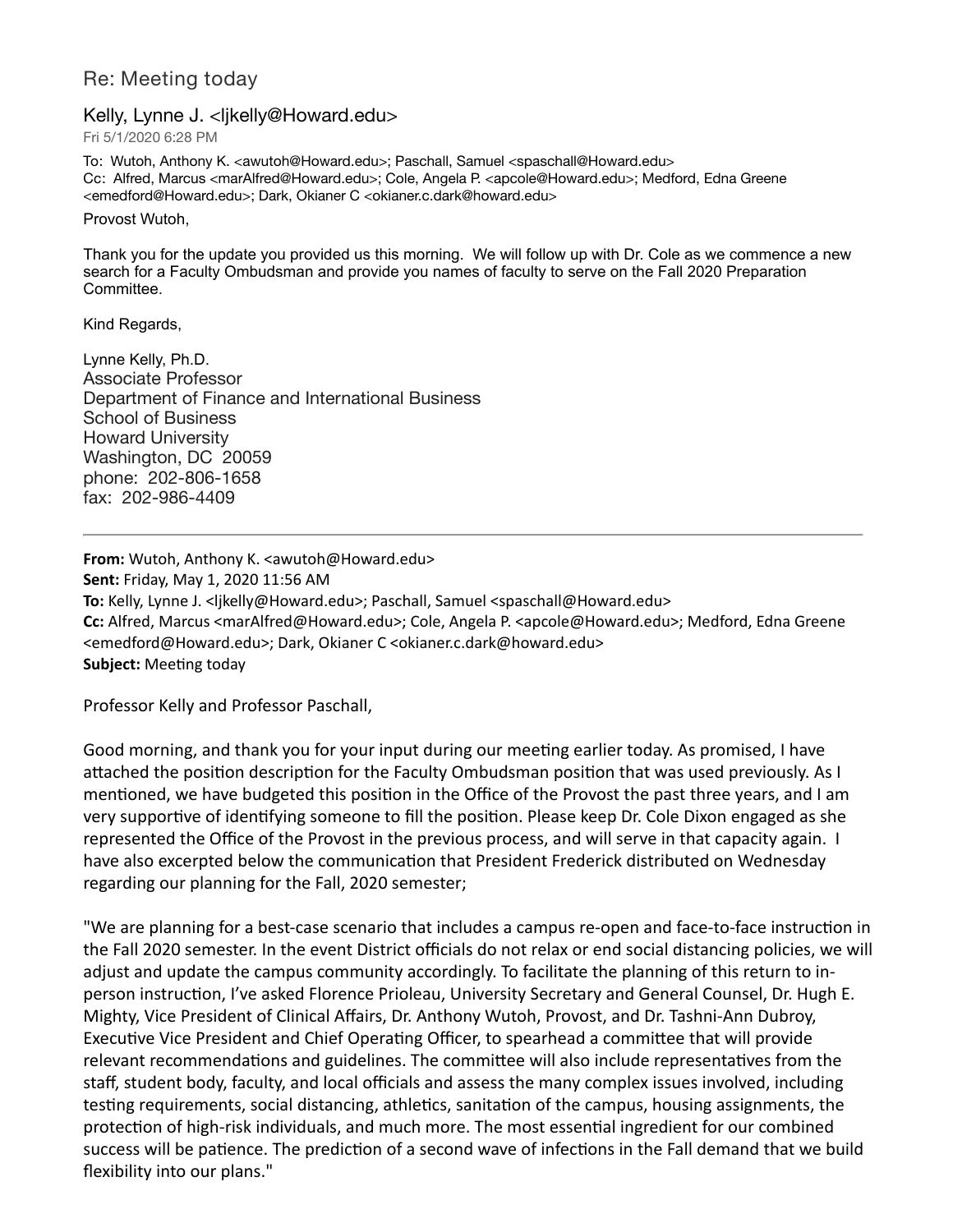# Re: Meeting today

Kelly, Lynne J. <ljkelly@Howard.edu>

Fri 5/1/2020 6:28 PM

To: Wutoh, Anthony K. <awutoh@Howard.edu>; Paschall, Samuel <spaschall@Howard.edu>
Cc: Alfred, Marcus <marAlfred@Howard.edu>; Cole, Angela P. <apcole@Howard.edu>; Medford, Edna Greene <emedford@Howard.edu>; Dark, Okianer C <okianer.c.dark@howard.edu>

Provost Wutoh,

Thank you for the update you provided us this morning. We will follow up with Dr. Cole as we commence a new search for a Faculty Ombudsman and provide you names of faculty to serve on the Fall 2020 Preparation Committee.

Kind Regards,

Lynne Kelly, Ph.D.
Associate Professor
Department of Finance and International Business
School of Business
Howard University
Washington, DC 20059
phone: 202-806-1658
fax: 202-986-4409

---

**From:** Wutoh, Anthony K. <awutoh@Howard.edu>
**Sent:** Friday, May 1, 2020 11:56 AM
**To:** Kelly, Lynne J. <ljkelly@Howard.edu>; Paschall, Samuel <spaschall@Howard.edu>
**Cc:** Alfred, Marcus <marAlfred@Howard.edu>; Cole, Angela P. <apcole@Howard.edu>; Medford, Edna Greene <emedford@Howard.edu>; Dark, Okianer C <okianer.c.dark@howard.edu>
**Subject:** Meeting today

Professor Kelly and Professor Paschall,

Good morning, and thank you for your input during our meeting earlier today. As promised, I have attached the position description for the Faculty Ombudsman position that was used previously. As I mentioned, we have budgeted this position in the Office of the Provost the past three years, and I am very supportive of identifying someone to fill the position. Please keep Dr. Cole Dixon engaged as she represented the Office of the Provost in the previous process, and will serve in that capacity again. I have also excerpted below the communication that President Frederick distributed on Wednesday regarding our planning for the Fall, 2020 semester;

"We are planning for a best-case scenario that includes a campus re-open and face-to-face instruction in the Fall 2020 semester. In the event District officials do not relax or end social distancing policies, we will adjust and update the campus community accordingly. To facilitate the planning of this return to in-person instruction, I've asked Florence Prioleau, University Secretary and General Counsel, Dr. Hugh E. Mighty, Vice President of Clinical Affairs, Dr. Anthony Wutoh, Provost, and Dr. Tashni-Ann Dubroy, Executive Vice President and Chief Operating Officer, to spearhead a committee that will provide relevant recommendations and guidelines. The committee will also include representatives from the staff, student body, faculty, and local officials and assess the many complex issues involved, including testing requirements, social distancing, athletics, sanitation of the campus, housing assignments, the protection of high-risk individuals, and much more. The most essential ingredient for our combined success will be patience. The prediction of a second wave of infections in the Fall demand that we build flexibility into our plans."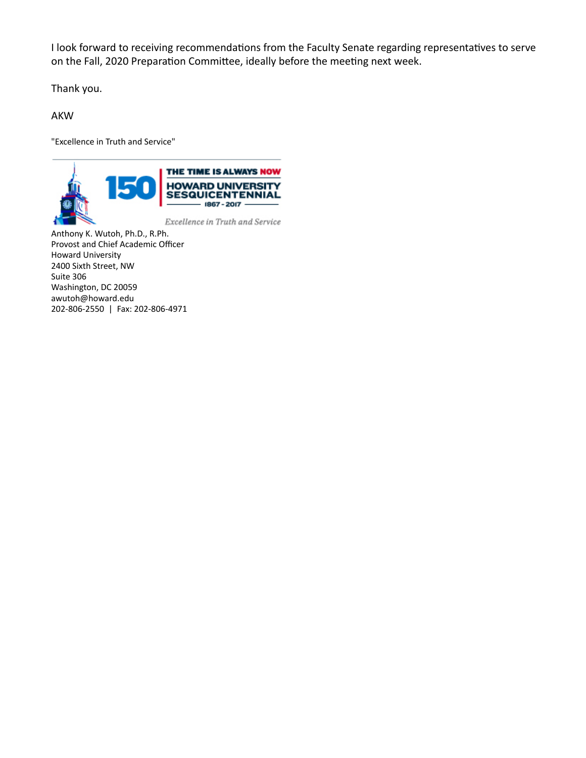I look forward to receiving recommendations from the Faculty Senate regarding representatives to serve on the Fall, 2020 Preparation Committee, ideally before the meeting next week.

Thank you.

AKW

"Excellence in Truth and Service"

THE TIME IS ALWAYS NOW
HOWARD UNIVERSITY SESQUICENTENNIAL
1867 - 2017

*Excellence in Truth and Service*

Anthony K. Wutoh, Ph.D., R.Ph.
Provost and Chief Academic Officer
Howard University
2400 Sixth Street, NW
Suite 306
Washington, DC 20059
awutoh@howard.edu
202-806-2550 | Fax: 202-806-4971